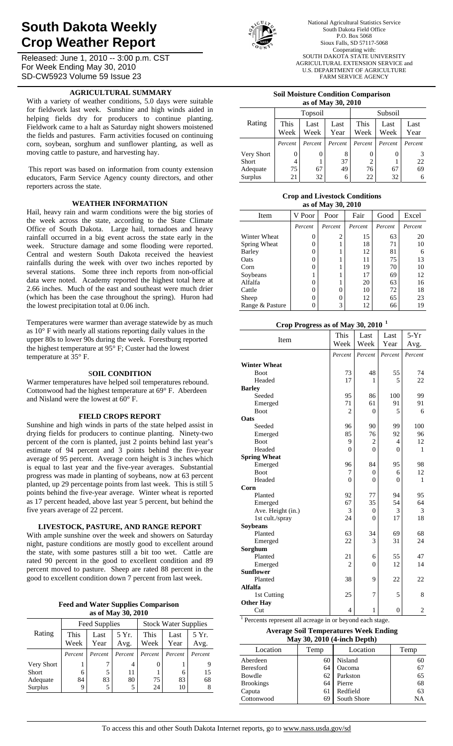# South Dakota Weekly Crop Weather Report

Released: June 1, 2010 -- 3:00 p.m. CST
For Week Ending May 30, 2010
SD-CW5923 Volume 59 Issue 23

National Agricultural Statistics Service
South Dakota Field Office
P.O. Box 5068
Sioux Falls, SD 57117-5068
Cooperating with:
SOUTH DAKOTA STATE UNIVERSITY
AGRICULTURAL EXTENSION SERVICE and
U.S. DEPARTMENT OF AGRICULTURE
FARM SERVICE AGENCY

## AGRICULTURAL SUMMARY

With a variety of weather conditions, 5.0 days were suitable for fieldwork last week. Sunshine and high winds aided in helping fields dry for producers to continue planting. Fieldwork came to a halt as Saturday night showers moistened the fields and pastures. Farm activities focused on continuing corn, soybean, sorghum and sunflower planting, as well as moving cattle to pasture, and harvesting hay.

This report was based on information from county extension educators, Farm Service Agency county directors, and other reporters across the state.

## WEATHER INFORMATION

Hail, heavy rain and warm conditions were the big stories of the week across the state, according to the State Climate Office of South Dakota. Large hail, tornadoes and heavy rainfall occurred in a big event across the state early in the week. Structure damage and some flooding were reported. Central and western South Dakota received the heaviest rainfalls during the week with over two inches reported by several stations. Some three inch reports from non-official data were noted. Academy reported the highest total here at 2.66 inches. Much of the east and southeast were much drier (which has been the case throughout the spring). Huron had the lowest precipitation total at 0.06 inch.

Temperatures were warmer than average statewide by as much as 10° F with nearly all stations reporting daily values in the upper 80s to lower 90s during the week. Forestburg reported the highest temperature at 95° F; Custer had the lowest temperature at 35° F.

## SOIL CONDITION

Warmer temperatures have helped soil temperatures rebound. Cottonwood had the highest temperature at 69° F. Aberdeen and Nisland were the lowest at 60° F.

## FIELD CROPS REPORT

Sunshine and high winds in parts of the state helped assist in drying fields for producers to continue planting. Ninety-two percent of the corn is planted, just 2 points behind last year's estimate of 94 percent and 3 points behind the five-year average of 95 percent. Average corn height is 3 inches which is equal to last year and the five-year averages. Substantial progress was made in planting of soybeans, now at 63 percent planted, up 29 percentage points from last week. This is still 5 points behind the five-year average. Winter wheat is reported as 17 percent headed, above last year 5 percent, but behind the five years average of 22 percent.

## LIVESTOCK, PASTURE, AND RANGE REPORT

With ample sunshine over the week and showers on Saturday night, pasture conditions are mostly good to excellent around the state, with some pastures still a bit too wet. Cattle are rated 90 percent in the good to excellent condition and 89 percent moved to pasture. Sheep are rated 88 percent in the good to excellent condition down 7 percent from last week.

**Feed and Water Supplies Comparison as of May 30, 2010**

| Rating | Feed Supplies | | | Stock Water Supplies | | |
|---|---|---|---|---|---|---|
| | This Week | Last Year | 5 Yr. Avg. | This Week | Last Year | 5 Yr. Avg. |
| | Percent | Percent | Percent | Percent | Percent | Percent |
| Very Short | 1 | 7 | 4 | 0 | 1 | 9 |
| Short | 6 | 5 | 11 | 1 | 6 | 15 |
| Adequate | 84 | 83 | 80 | 75 | 83 | 68 |
| Surplus | 9 | 5 | 5 | 24 | 10 | 8 |

**Soil Moisture Condition Comparison as of May 30, 2010**

| Rating | Topsoil | | | Subsoil | | |
|---|---|---|---|---|---|---|
| | This Week | Last Week | Last Year | This Week | Last Week | Last Year |
| | Percent | Percent | Percent | Percent | Percent | Percent |
| Very Short | 0 | 0 | 8 | 0 | 0 | 3 |
| Short | 4 | 1 | 37 | 2 | 1 | 22 |
| Adequate | 75 | 67 | 49 | 76 | 67 | 69 |
| Surplus | 21 | 32 | 6 | 22 | 32 | 6 |

**Crop and Livestock Conditions as of May 30, 2010**

| Item | V Poor | Poor | Fair | Good | Excel |
|---|---|---|---|---|---|
| | Percent | Percent | Percent | Percent | Percent |
| Winter Wheat | 0 | 2 | 15 | 63 | 20 |
| Spring Wheat | 0 | 1 | 18 | 71 | 10 |
| Barley | 0 | 1 | 12 | 81 | 6 |
| Oats | 0 | 1 | 11 | 75 | 13 |
| Corn | 0 | 1 | 19 | 70 | 10 |
| Soybeans | 1 | 1 | 17 | 69 | 12 |
| Alfalfa | 0 | 1 | 20 | 63 | 16 |
| Cattle | 0 | 0 | 10 | 72 | 18 |
| Sheep | 0 | 0 | 12 | 65 | 23 |
| Range & Pasture | 0 | 3 | 12 | 66 | 19 |

**Crop Progress as of May 30, 2010 [1]**

| Item | This Week | Last Week | Last Year | 5-Yr Avg. |
|---|---|---|---|---|
| | Percent | Percent | Percent | Percent |
| **Winter Wheat** | | | | |
| Boot | 73 | 48 | 55 | 74 |
| Headed | 17 | 1 | 5 | 22 |
| **Barley** | | | | |
| Seeded | 95 | 86 | 100 | 99 |
| Emerged | 71 | 61 | 91 | 91 |
| Boot | 2 | 0 | 5 | 6 |
| **Oats** | | | | |
| Seeded | 96 | 90 | 99 | 100 |
| Emerged | 85 | 76 | 92 | 96 |
| Boot | 9 | 2 | 4 | 12 |
| Headed | 0 | 0 | 0 | 1 |
| **Spring Wheat** | | | | |
| Emerged | 96 | 84 | 95 | 98 |
| Boot | 7 | 0 | 6 | 12 |
| Headed | 0 | 0 | 0 | 1 |
| **Corn** | | | | |
| Planted | 92 | 77 | 94 | 95 |
| Emerged | 67 | 35 | 54 | 64 |
| Ave. Height (in.) | 3 | 0 | 3 | 3 |
| 1st cult./spray | 24 | 0 | 17 | 18 |
| **Soybeans** | | | | |
| Planted | 63 | 34 | 69 | 68 |
| Emerged | 22 | 3 | 31 | 24 |
| **Sorghum** | | | | |
| Planted | 21 | 6 | 55 | 47 |
| Emerged | 2 | 0 | 12 | 14 |
| **Sunflower** | | | | |
| Planted | 38 | 9 | 22 | 22 |
| **Alfalfa** | | | | |
| 1st Cutting | 25 | 7 | 5 | 8 |
| **Other Hay** | | | | |
| Cut | 4 | 1 | 0 | 2 |

[1] Percents represent all acreage in or beyond each stage.

**Average Soil Temperatures Week Ending May 30, 2010 (4-inch Depth)**

| Location | Temp | Location | Temp |
|---|---|---|---|
| Aberdeen | 60 | Nisland | 60 |
| Beresford | 64 | Oacoma | 67 |
| Bowdle | 62 | Parkston | 65 |
| Brookings | 64 | Pierre | 68 |
| Caputa | 61 | Redfield | 63 |
| Cottonwood | 69 | South Shore | NA |

To access this and other South Dakota Internet reports, go to www.nass.usda.gov/sd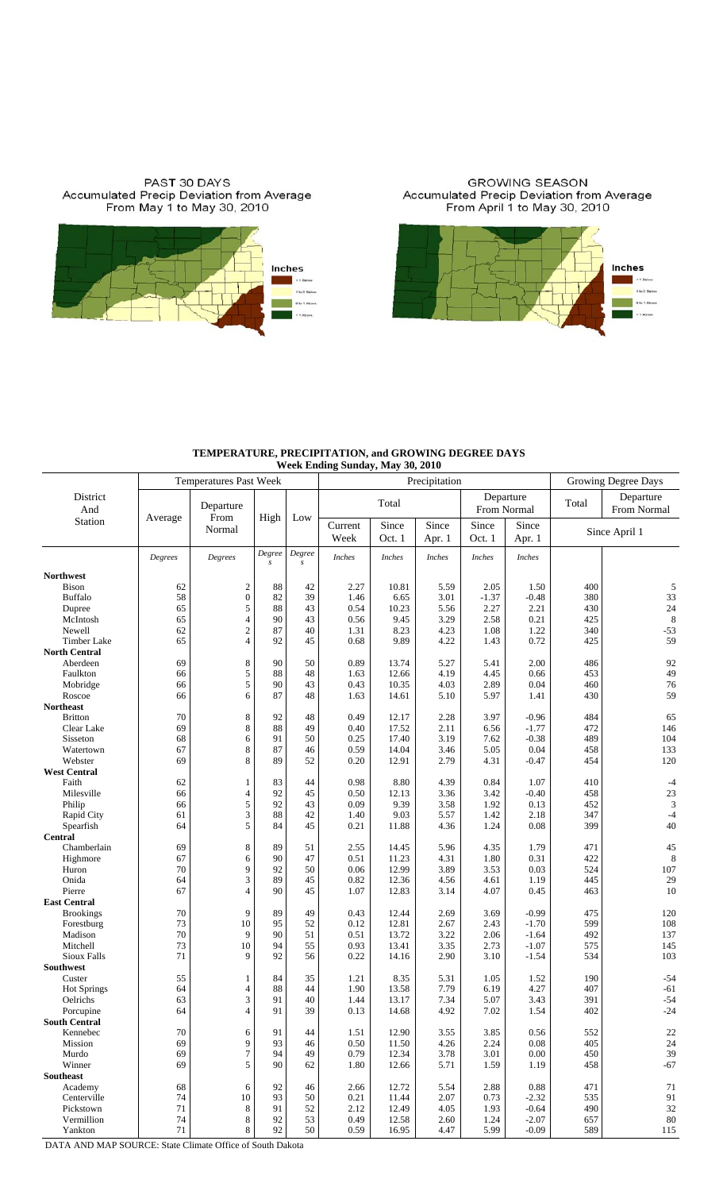PAST 30 DAYS
Accumulated Precip Deviation from Average
From May 1 to May 30, 2010

Inches

GROWING SEASON
Accumulated Precip Deviation from Average
From April 1 to May 30, 2010

Inches

**TEMPERATURE, PRECIPITATION, and GROWING DEGREE DAYS**
**Week Ending Sunday, May 30, 2010**

| District And Station | Temperatures Past Week | | | | Precipitation | | | | | Growing Degree Days | |
|---|---|---|---|---|---|---|---|---|---|---|---|
| | Average | Departure From Normal | High | Low | Total | | | Departure From Normal | | Total | Departure From Normal |
| | | | | | Current Week | Since Oct. 1 | Since Apr. 1 | Since Oct. 1 | Since Apr. 1 | Since April 1 | |
| | Degrees | Degrees | Degrees | Degrees | Inches | Inches | Inches | Inches | Inches | | |
| **Northwest** | | | | | | | | | | | |
| Bison | 62 | 2 | 88 | 42 | 2.27 | 10.81 | 5.59 | 2.05 | 1.50 | 400 | 5 |
| Buffalo | 58 | 0 | 82 | 39 | 1.46 | 6.65 | 3.01 | -1.37 | -0.48 | 380 | 33 |
| Dupree | 65 | 5 | 88 | 43 | 0.54 | 10.23 | 5.56 | 2.27 | 2.21 | 430 | 24 |
| McIntosh | 65 | 4 | 90 | 43 | 0.56 | 9.45 | 3.29 | 2.58 | 0.21 | 425 | 8 |
| Newell | 62 | 2 | 87 | 40 | 1.31 | 8.23 | 4.23 | 1.08 | 1.22 | 340 | -53 |
| Timber Lake | 65 | 4 | 92 | 45 | 0.68 | 9.89 | 4.22 | 1.43 | 0.72 | 425 | 59 |
| **North Central** | | | | | | | | | | | |
| Aberdeen | 69 | 8 | 90 | 50 | 0.89 | 13.74 | 5.27 | 5.41 | 2.00 | 486 | 92 |
| Faulkton | 66 | 5 | 88 | 48 | 1.63 | 12.66 | 4.19 | 4.45 | 0.66 | 453 | 49 |
| Mobridge | 66 | 5 | 90 | 43 | 0.43 | 10.35 | 4.03 | 2.89 | 0.04 | 460 | 76 |
| Roscoe | 66 | 6 | 87 | 48 | 1.63 | 14.61 | 5.10 | 5.97 | 1.41 | 430 | 59 |
| **Northeast** | | | | | | | | | | | |
| Britton | 70 | 8 | 92 | 48 | 0.49 | 12.17 | 2.28 | 3.97 | -0.96 | 484 | 65 |
| Clear Lake | 69 | 8 | 88 | 49 | 0.40 | 17.52 | 2.11 | 6.56 | -1.77 | 472 | 146 |
| Sisseton | 68 | 6 | 91 | 50 | 0.25 | 17.40 | 3.19 | 7.62 | -0.38 | 489 | 104 |
| Watertown | 67 | 8 | 87 | 46 | 0.59 | 14.04 | 3.46 | 5.05 | 0.04 | 458 | 133 |
| Webster | 69 | 8 | 89 | 52 | 0.20 | 12.91 | 2.79 | 4.31 | -0.47 | 454 | 120 |
| **West Central** | | | | | | | | | | | |
| Faith | 62 | 1 | 83 | 44 | 0.98 | 8.80 | 4.39 | 0.84 | 1.07 | 410 | -4 |
| Milesville | 66 | 4 | 92 | 45 | 0.50 | 12.13 | 3.36 | 3.42 | -0.40 | 458 | 23 |
| Philip | 66 | 5 | 92 | 43 | 0.09 | 9.39 | 3.58 | 1.92 | 0.13 | 452 | 3 |
| Rapid City | 61 | 3 | 88 | 42 | 1.40 | 9.03 | 5.57 | 1.42 | 2.18 | 347 | -4 |
| Spearfish | 64 | 5 | 84 | 45 | 0.21 | 11.88 | 4.36 | 1.24 | 0.08 | 399 | 40 |
| **Central** | | | | | | | | | | | |
| Chamberlain | 69 | 8 | 89 | 51 | 2.55 | 14.45 | 5.96 | 4.35 | 1.79 | 471 | 45 |
| Highmore | 67 | 6 | 90 | 47 | 0.51 | 11.23 | 4.31 | 1.80 | 0.31 | 422 | 8 |
| Huron | 70 | 9 | 92 | 50 | 0.06 | 12.99 | 3.89 | 3.53 | 0.03 | 524 | 107 |
| Onida | 64 | 3 | 89 | 45 | 0.82 | 12.36 | 4.56 | 4.61 | 1.19 | 445 | 29 |
| Pierre | 67 | 4 | 90 | 45 | 1.07 | 12.83 | 3.14 | 4.07 | 0.45 | 463 | 10 |
| **East Central** | | | | | | | | | | | |
| Brookings | 70 | 9 | 89 | 49 | 0.43 | 12.44 | 2.69 | 3.69 | -0.99 | 475 | 120 |
| Forestburg | 73 | 10 | 95 | 52 | 0.12 | 12.81 | 2.67 | 2.43 | -1.70 | 599 | 108 |
| Madison | 70 | 9 | 90 | 51 | 0.51 | 13.72 | 3.22 | 2.06 | -1.64 | 492 | 137 |
| Mitchell | 73 | 10 | 94 | 55 | 0.93 | 13.41 | 3.35 | 2.73 | -1.07 | 575 | 145 |
| Sioux Falls | 71 | 9 | 92 | 56 | 0.22 | 14.16 | 2.90 | 3.10 | -1.54 | 534 | 103 |
| **Southwest** | | | | | | | | | | | |
| Custer | 55 | 1 | 84 | 35 | 1.21 | 8.35 | 5.31 | 1.05 | 1.52 | 190 | -54 |
| Hot Springs | 64 | 4 | 88 | 44 | 1.90 | 13.58 | 7.79 | 6.19 | 4.27 | 407 | -61 |
| Oelrichs | 63 | 3 | 91 | 40 | 1.44 | 13.17 | 7.34 | 5.07 | 3.43 | 391 | -54 |
| Porcupine | 64 | 4 | 91 | 39 | 0.13 | 14.68 | 4.92 | 7.02 | 1.54 | 402 | -24 |
| **South Central** | | | | | | | | | | | |
| Kennebec | 70 | 6 | 91 | 44 | 1.51 | 12.90 | 3.55 | 3.85 | 0.56 | 552 | 22 |
| Mission | 69 | 9 | 93 | 46 | 0.50 | 11.50 | 4.26 | 2.24 | 0.08 | 405 | 24 |
| Murdo | 69 | 7 | 94 | 49 | 0.79 | 12.34 | 3.78 | 3.01 | 0.00 | 450 | 39 |
| Winner | 69 | 5 | 90 | 62 | 1.80 | 12.66 | 5.71 | 1.59 | 1.19 | 458 | -67 |
| **Southeast** | | | | | | | | | | | |
| Academy | 68 | 6 | 92 | 46 | 2.66 | 12.72 | 5.54 | 2.88 | 0.88 | 471 | 71 |
| Centerville | 74 | 10 | 93 | 50 | 0.21 | 11.44 | 2.07 | 0.73 | -2.32 | 535 | 91 |
| Pickstown | 71 | 8 | 91 | 52 | 2.12 | 12.49 | 4.05 | 1.93 | -0.64 | 490 | 32 |
| Vermillion | 74 | 8 | 92 | 53 | 0.49 | 12.58 | 2.60 | 1.24 | -2.07 | 657 | 80 |
| Yankton | 71 | 8 | 92 | 50 | 0.59 | 16.95 | 4.47 | 5.99 | -0.09 | 589 | 115 |

DATA AND MAP SOURCE: State Climate Office of South Dakota